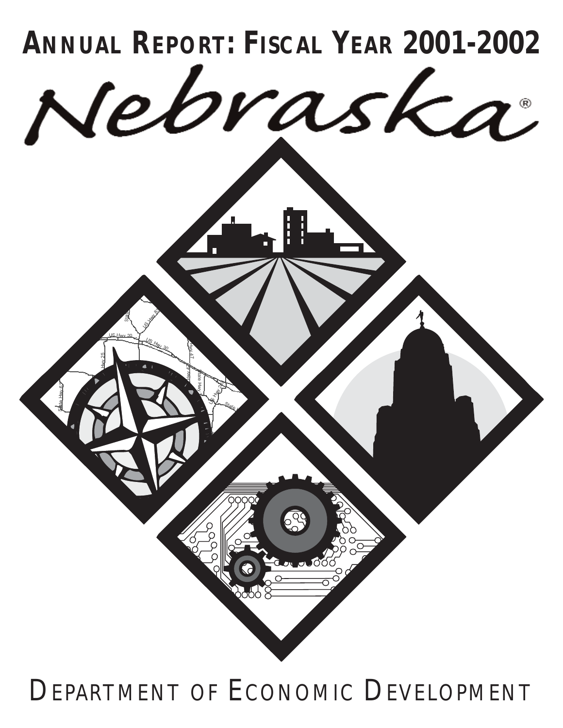# Annual Report: Fiscal Year 2001-2002

# Nebraska®

## Department of Economic Development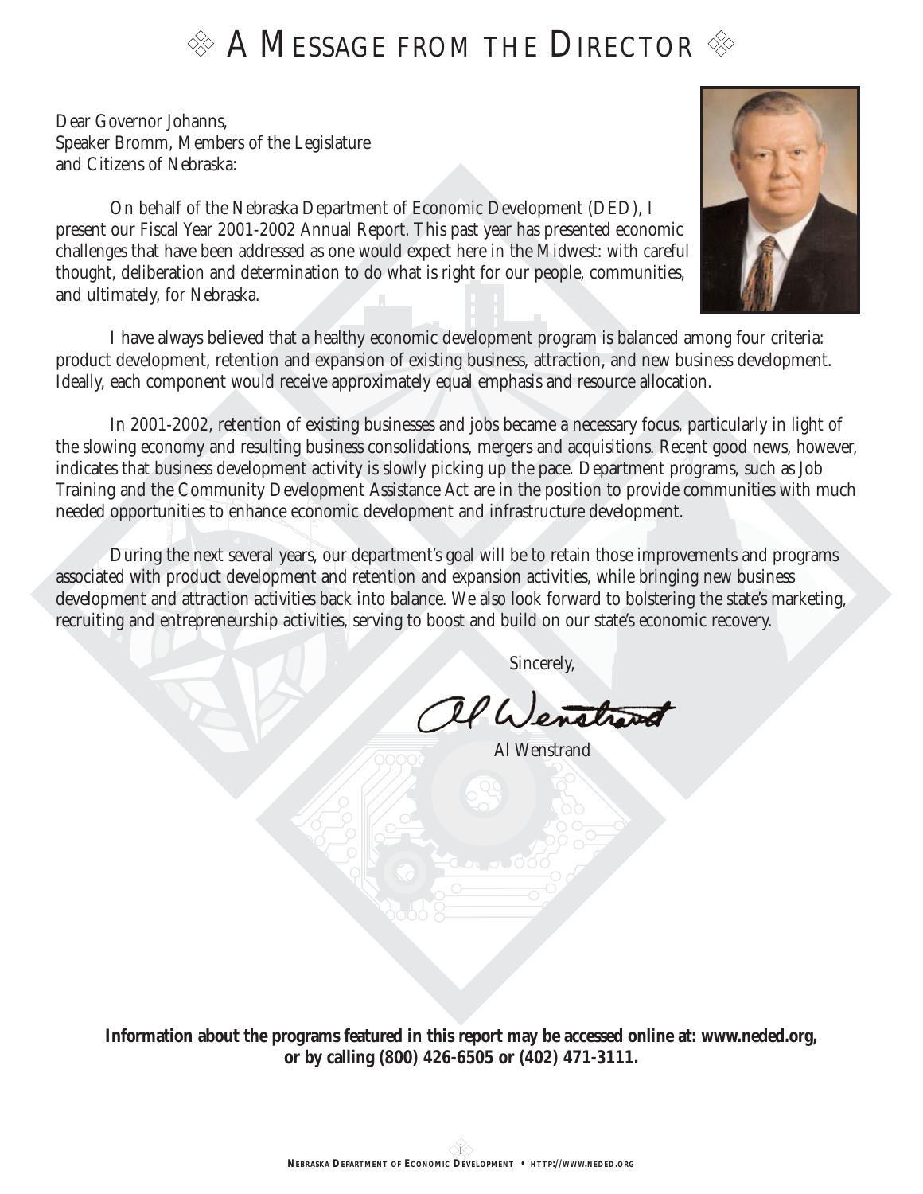# A MESSAGE FROM THE DIRECTOR

Dear Governor Johanns,
Speaker Bromm, Members of the Legislature
and Citizens of Nebraska:

On behalf of the Nebraska Department of Economic Development (DED), I present our Fiscal Year 2001-2002 Annual Report. This past year has presented economic challenges that have been addressed as one would expect here in the Midwest: with careful thought, deliberation and determination to do what is right for our people, communities, and ultimately, for Nebraska.

I have always believed that a healthy economic development program is balanced among four criteria: product development, retention and expansion of existing business, attraction, and new business development. Ideally, each component would receive approximately equal emphasis and resource allocation.

In 2001-2002, retention of existing businesses and jobs became a necessary focus, particularly in light of the slowing economy and resulting business consolidations, mergers and acquisitions. Recent good news, however, indicates that business development activity is slowly picking up the pace. Department programs, such as Job Training and the Community Development Assistance Act are in the position to provide communities with much needed opportunities to enhance economic development and infrastructure development.

During the next several years, our department's goal will be to retain those improvements and programs associated with product development and retention and expansion activities, while bringing new business development and attraction activities back into balance. We also look forward to bolstering the state's marketing, recruiting and entrepreneurship activities, serving to boost and build on our state's economic recovery.

Sincerely,

Al Wenstrand

**Information about the programs featured in this report may be accessed online at: www.neded.org, or by calling (800) 426-6505 or (402) 471-3111.**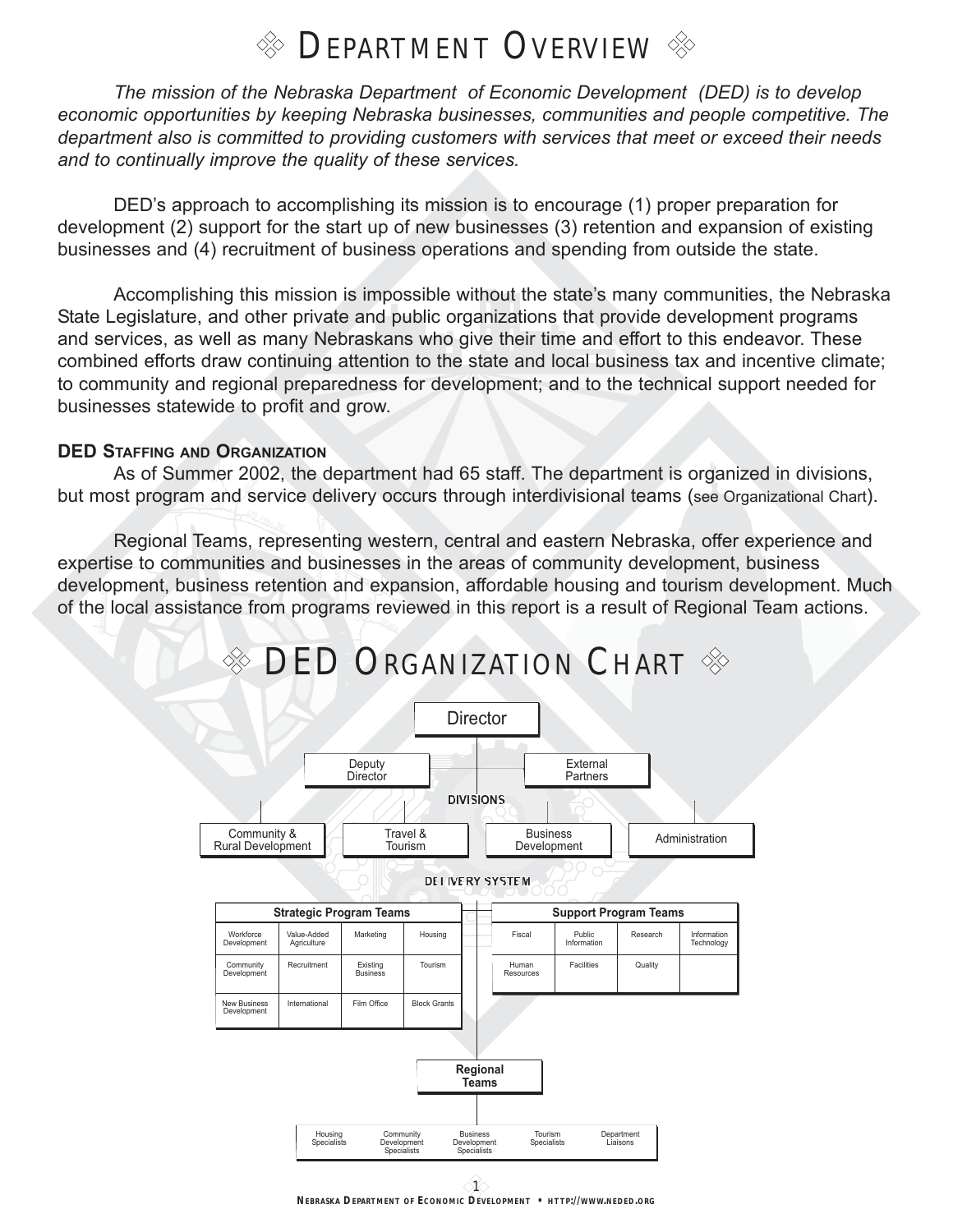# ❖ Department Overview ❖

*The mission of the Nebraska Department of Economic Development (DED) is to develop economic opportunities by keeping Nebraska businesses, communities and people competitive. The department also is committed to providing customers with services that meet or exceed their needs and to continually improve the quality of these services.*

DED's approach to accomplishing its mission is to encourage (1) proper preparation for development (2) support for the start up of new businesses (3) retention and expansion of existing businesses and (4) recruitment of business operations and spending from outside the state.

Accomplishing this mission is impossible without the state's many communities, the Nebraska State Legislature, and other private and public organizations that provide development programs and services, as well as many Nebraskans who give their time and effort to this endeavor. These combined efforts draw continuing attention to the state and local business tax and incentive climate; to community and regional preparedness for development; and to the technical support needed for businesses statewide to profit and grow.

### DED Staffing and Organization

As of Summer 2002, the department had 65 staff. The department is organized in divisions, but most program and service delivery occurs through interdivisional teams (see Organizational Chart).

Regional Teams, representing western, central and eastern Nebraska, offer experience and expertise to communities and businesses in the areas of community development, business development, business retention and expansion, affordable housing and tourism development. Much of the local assistance from programs reviewed in this report is a result of Regional Team actions.

# ❖ DED Organization Chart ❖

Director

- Deputy Director
- External Partners

DIVISIONS

- Community & Rural Development
- Travel & Tourism
- Business Development
- Administration

DELIVERY SYSTEM

| Strategic Program Teams | | | |
|---|---|---|---|
| Workforce Development | Value-Added Agriculture | Marketing | Housing |
| Community Development | Recruitment | Existing Business | Tourism |
| New Business Development | International | Film Office | Block Grants |

| Support Program Teams | | | |
|---|---|---|---|
| Fiscal | Public Information | Research | Information Technology |
| Human Resources | Facilities | Quality | |

**Regional Teams**

| Housing Specialists | Community Development Specialists | Business Development Specialists | Tourism Specialists | Department Liaisons |
|---|---|---|---|---|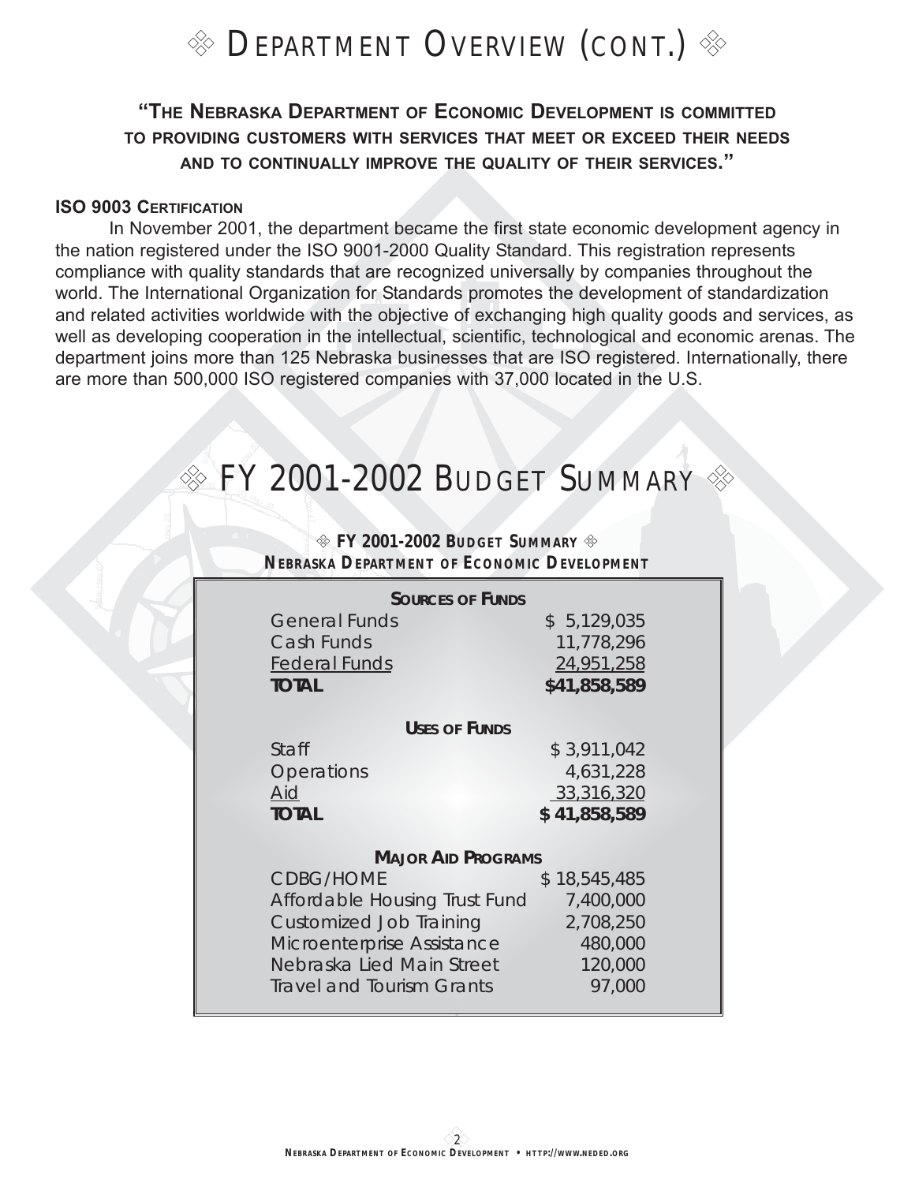# ◈ DEPARTMENT OVERVIEW (CONT.) ◈

**"THE NEBRASKA DEPARTMENT OF ECONOMIC DEVELOPMENT IS COMMITTED TO PROVIDING CUSTOMERS WITH SERVICES THAT MEET OR EXCEED THEIR NEEDS AND TO CONTINUALLY IMPROVE THE QUALITY OF THEIR SERVICES."**

**ISO 9003 CERTIFICATION**

In November 2001, the department became the first state economic development agency in the nation registered under the ISO 9001-2000 Quality Standard. This registration represents compliance with quality standards that are recognized universally by companies throughout the world. The International Organization for Standards promotes the development of standardization and related activities worldwide with the objective of exchanging high quality goods and services, as well as developing cooperation in the intellectual, scientific, technological and economic arenas. The department joins more than 125 Nebraska businesses that are ISO registered. Internationally, there are more than 500,000 ISO registered companies with 37,000 located in the U.S.

# ◈ FY 2001-2002 BUDGET SUMMARY ◈

**◈ FY 2001-2002 BUDGET SUMMARY ◈**
**NEBRASKA DEPARTMENT OF ECONOMIC DEVELOPMENT**

| **SOURCES OF FUNDS** | |
|---|---|
| General Funds | $ 5,129,035 |
| Cash Funds | 11,778,296 |
| Federal Funds | 24,951,258 |
| **TOTAL** | **$41,858,589** |
| **USES OF FUNDS** | |
| Staff | $ 3,911,042 |
| Operations | 4,631,228 |
| Aid | 33,316,320 |
| **TOTAL** | **$ 41,858,589** |
| **MAJOR AID PROGRAMS** | |
| CDBG/HOME | $ 18,545,485 |
| Affordable Housing Trust Fund | 7,400,000 |
| Customized Job Training | 2,708,250 |
| Microenterprise Assistance | 480,000 |
| Nebraska Lied Main Street | 120,000 |
| Travel and Tourism Grants | 97,000 |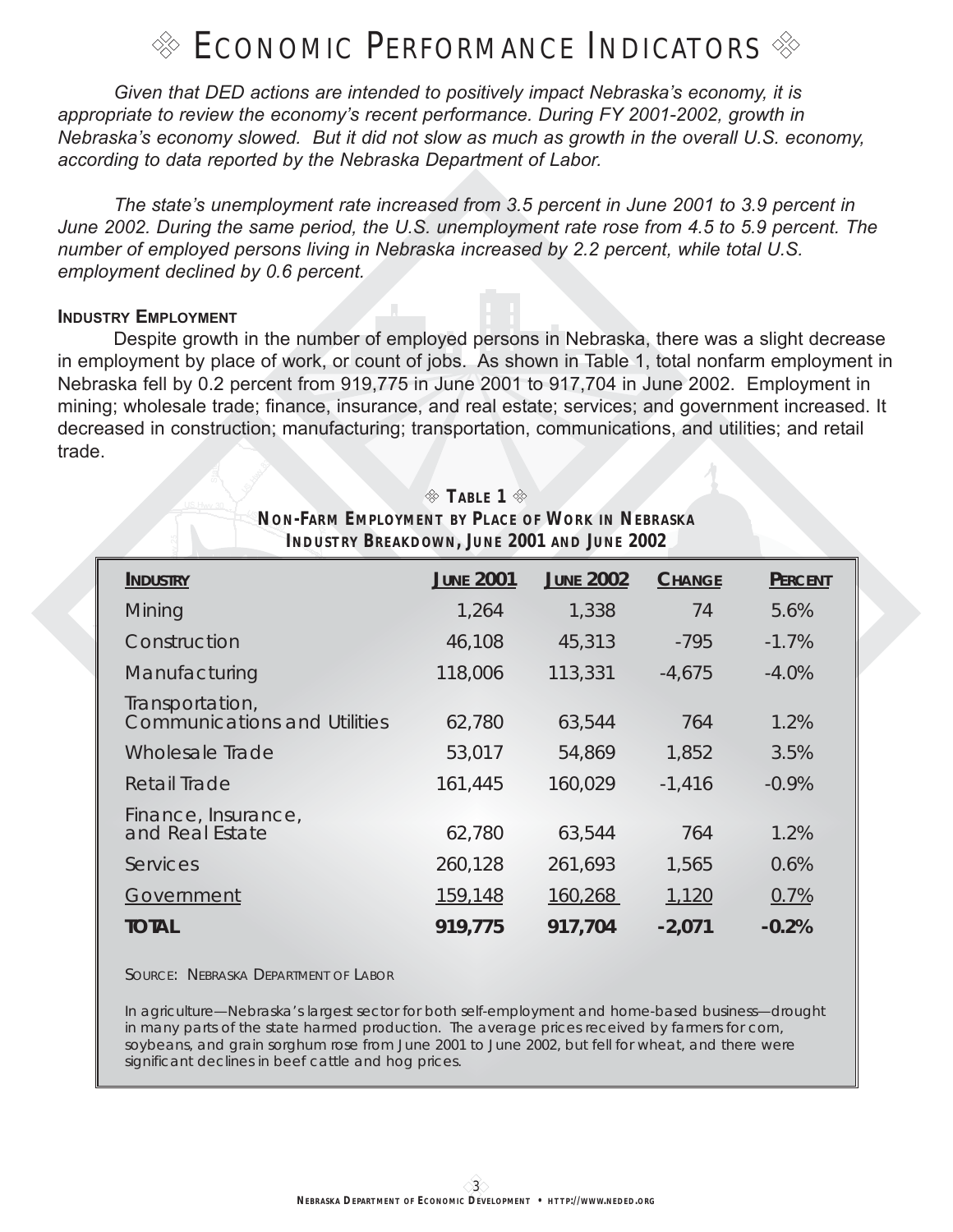# ECONOMIC PERFORMANCE INDICATORS

*Given that DED actions are intended to positively impact Nebraska's economy, it is appropriate to review the economy's recent performance. During FY 2001-2002, growth in Nebraska's economy slowed. But it did not slow as much as growth in the overall U.S. economy, according to data reported by the Nebraska Department of Labor.*

*The state's unemployment rate increased from 3.5 percent in June 2001 to 3.9 percent in June 2002. During the same period, the U.S. unemployment rate rose from 4.5 to 5.9 percent. The number of employed persons living in Nebraska increased by 2.2 percent, while total U.S. employment declined by 0.6 percent.*

## INDUSTRY EMPLOYMENT

Despite growth in the number of employed persons in Nebraska, there was a slight decrease in employment by place of work, or count of jobs. As shown in Table 1, total nonfarm employment in Nebraska fell by 0.2 percent from 919,775 in June 2001 to 917,704 in June 2002. Employment in mining; wholesale trade; finance, insurance, and real estate; services; and government increased. It decreased in construction; manufacturing; transportation, communications, and utilities; and retail trade.

**TABLE 1**
**NON-FARM EMPLOYMENT BY PLACE OF WORK IN NEBRASKA**
**INDUSTRY BREAKDOWN, JUNE 2001 AND JUNE 2002**

| INDUSTRY | JUNE 2001 | JUNE 2002 | CHANGE | PERCENT |
|---|---|---|---|---|
| Mining | 1,264 | 1,338 | 74 | 5.6% |
| Construction | 46,108 | 45,313 | -795 | -1.7% |
| Manufacturing | 118,006 | 113,331 | -4,675 | -4.0% |
| Transportation, Communications and Utilities | 62,780 | 63,544 | 764 | 1.2% |
| Wholesale Trade | 53,017 | 54,869 | 1,852 | 3.5% |
| Retail Trade | 161,445 | 160,029 | -1,416 | -0.9% |
| Finance, Insurance, and Real Estate | 62,780 | 63,544 | 764 | 1.2% |
| Services | 260,128 | 261,693 | 1,565 | 0.6% |
| Government | 159,148 | 160,268 | 1,120 | 0.7% |
| **TOTAL** | **919,775** | **917,704** | **-2,071** | **-0.2%** |

SOURCE: NEBRASKA DEPARTMENT OF LABOR

In agriculture—Nebraska's largest sector for both self-employment and home-based business—drought in many parts of the state harmed production. The average prices received by farmers for corn, soybeans, and grain sorghum rose from June 2001 to June 2002, but fell for wheat, and there were significant declines in beef cattle and hog prices.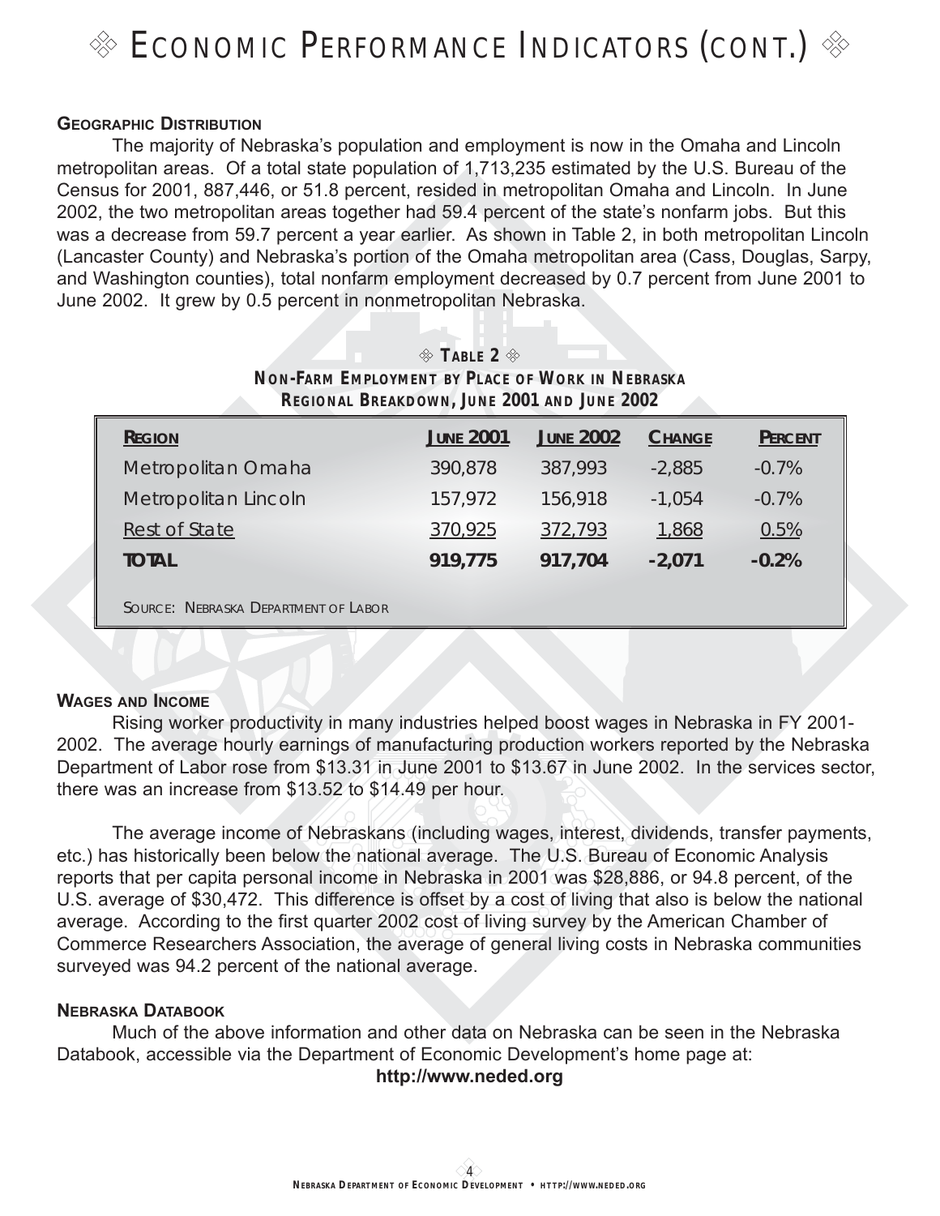# Economic Performance Indicators (cont.)

### Geographic Distribution

The majority of Nebraska's population and employment is now in the Omaha and Lincoln metropolitan areas. Of a total state population of 1,713,235 estimated by the U.S. Bureau of the Census for 2001, 887,446, or 51.8 percent, resided in metropolitan Omaha and Lincoln. In June 2002, the two metropolitan areas together had 59.4 percent of the state's nonfarm jobs. But this was a decrease from 59.7 percent a year earlier. As shown in Table 2, in both metropolitan Lincoln (Lancaster County) and Nebraska's portion of the Omaha metropolitan area (Cass, Douglas, Sarpy, and Washington counties), total nonfarm employment decreased by 0.7 percent from June 2001 to June 2002. It grew by 0.5 percent in nonmetropolitan Nebraska.

**Table 2**

**Non-Farm Employment by Place of Work in Nebraska**
**Regional Breakdown, June 2001 and June 2002**

| Region | June 2001 | June 2002 | Change | Percent |
|---|---|---|---|---|
| Metropolitan Omaha | 390,878 | 387,993 | -2,885 | -0.7% |
| Metropolitan Lincoln | 157,972 | 156,918 | -1,054 | -0.7% |
| Rest of State | 370,925 | 372,793 | 1,868 | 0.5% |
| **TOTAL** | **919,775** | **917,704** | **-2,071** | **-0.2%** |

Source: Nebraska Department of Labor

### Wages and Income

Rising worker productivity in many industries helped boost wages in Nebraska in FY 2001-2002. The average hourly earnings of manufacturing production workers reported by the Nebraska Department of Labor rose from $13.31 in June 2001 to $13.67 in June 2002. In the services sector, there was an increase from $13.52 to $14.49 per hour.

The average income of Nebraskans (including wages, interest, dividends, transfer payments, etc.) has historically been below the national average. The U.S. Bureau of Economic Analysis reports that per capita personal income in Nebraska in 2001 was $28,886, or 94.8 percent, of the U.S. average of $30,472. This difference is offset by a cost of living that also is below the national average. According to the first quarter 2002 cost of living survey by the American Chamber of Commerce Researchers Association, the average of general living costs in Nebraska communities surveyed was 94.2 percent of the national average.

### Nebraska Databook

Much of the above information and other data on Nebraska can be seen in the Nebraska Databook, accessible via the Department of Economic Development's home page at:

**http://www.neded.org**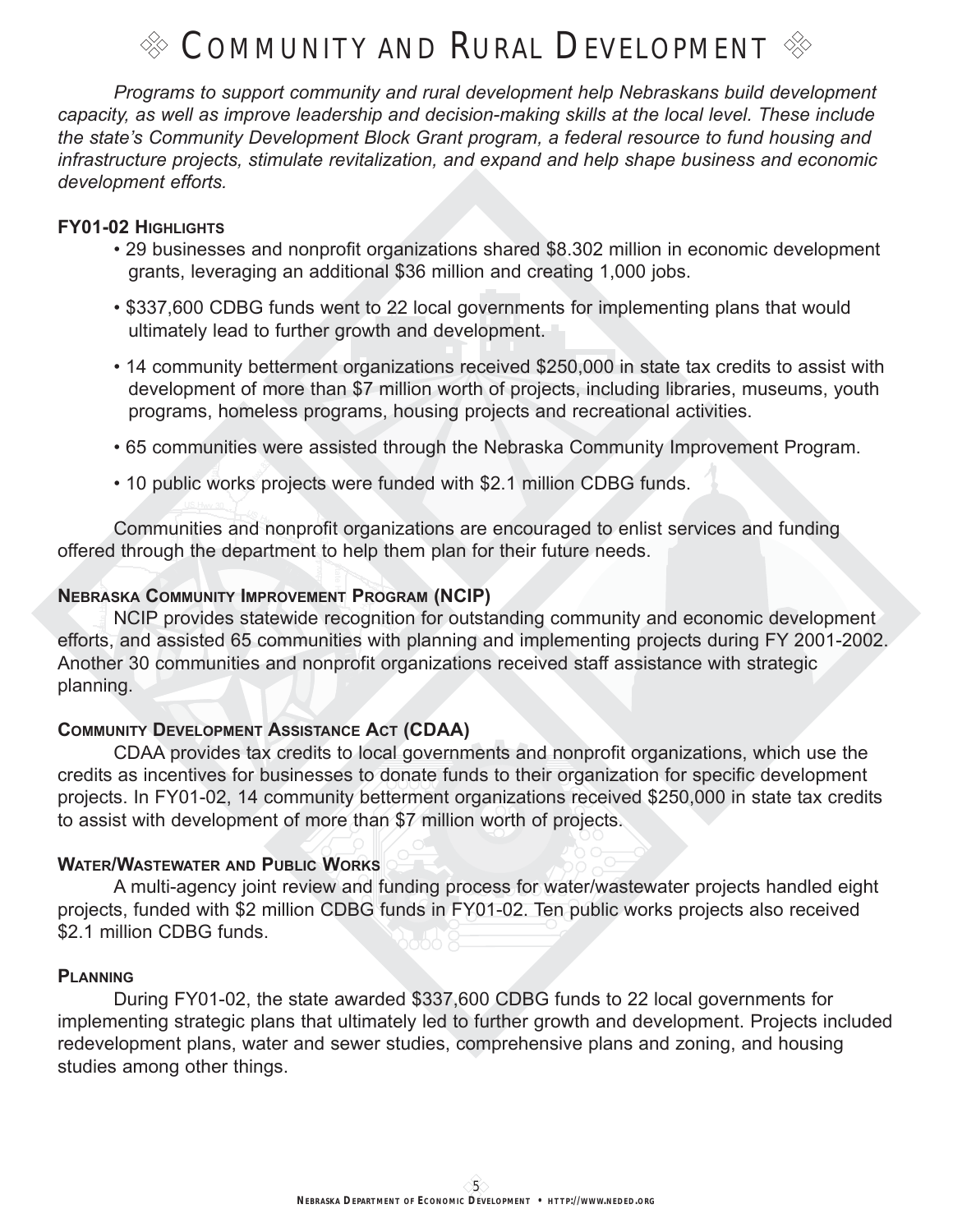# ◈ Community and Rural Development ◈

*Programs to support community and rural development help Nebraskans build development capacity, as well as improve leadership and decision-making skills at the local level. These include the state's Community Development Block Grant program, a federal resource to fund housing and infrastructure projects, stimulate revitalization, and expand and help shape business and economic development efforts.*

### FY01-02 Highlights

- 29 businesses and nonprofit organizations shared $8.302 million in economic development grants, leveraging an additional $36 million and creating 1,000 jobs.
- $337,600 CDBG funds went to 22 local governments for implementing plans that would ultimately lead to further growth and development.
- 14 community betterment organizations received $250,000 in state tax credits to assist with development of more than $7 million worth of projects, including libraries, museums, youth programs, homeless programs, housing projects and recreational activities.
- 65 communities were assisted through the Nebraska Community Improvement Program.
- 10 public works projects were funded with $2.1 million CDBG funds.

Communities and nonprofit organizations are encouraged to enlist services and funding offered through the department to help them plan for their future needs.

### Nebraska Community Improvement Program (NCIP)

NCIP provides statewide recognition for outstanding community and economic development efforts, and assisted 65 communities with planning and implementing projects during FY 2001-2002. Another 30 communities and nonprofit organizations received staff assistance with strategic planning.

### Community Development Assistance Act (CDAA)

CDAA provides tax credits to local governments and nonprofit organizations, which use the credits as incentives for businesses to donate funds to their organization for specific development projects. In FY01-02, 14 community betterment organizations received $250,000 in state tax credits to assist with development of more than $7 million worth of projects.

### Water/Wastewater and Public Works

A multi-agency joint review and funding process for water/wastewater projects handled eight projects, funded with $2 million CDBG funds in FY01-02. Ten public works projects also received $2.1 million CDBG funds.

### Planning

During FY01-02, the state awarded $337,600 CDBG funds to 22 local governments for implementing strategic plans that ultimately led to further growth and development. Projects included redevelopment plans, water and sewer studies, comprehensive plans and zoning, and housing studies among other things.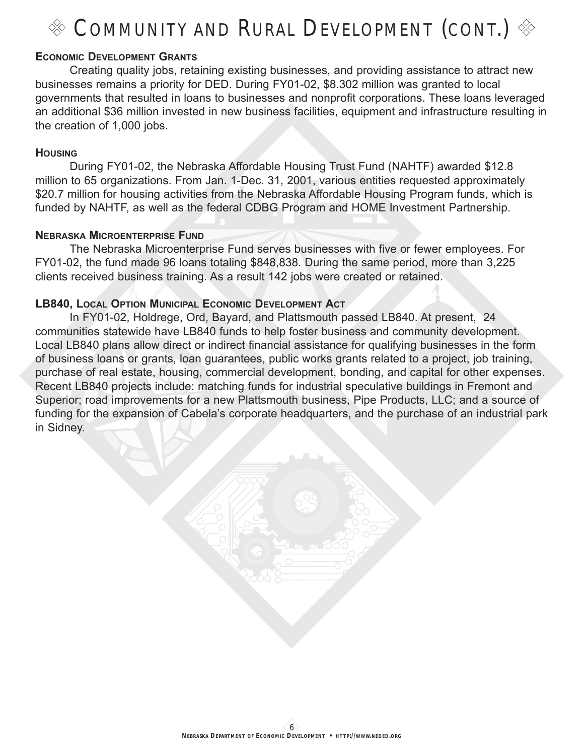# Community and Rural Development (cont.)

### Economic Development Grants

Creating quality jobs, retaining existing businesses, and providing assistance to attract new businesses remains a priority for DED. During FY01-02, $8.302 million was granted to local governments that resulted in loans to businesses and nonprofit corporations. These loans leveraged an additional $36 million invested in new business facilities, equipment and infrastructure resulting in the creation of 1,000 jobs.

### Housing

During FY01-02, the Nebraska Affordable Housing Trust Fund (NAHTF) awarded $12.8 million to 65 organizations. From Jan. 1-Dec. 31, 2001, various entities requested approximately $20.7 million for housing activities from the Nebraska Affordable Housing Program funds, which is funded by NAHTF, as well as the federal CDBG Program and HOME Investment Partnership.

### Nebraska Microenterprise Fund

The Nebraska Microenterprise Fund serves businesses with five or fewer employees. For FY01-02, the fund made 96 loans totaling $848,838. During the same period, more than 3,225 clients received business training. As a result 142 jobs were created or retained.

### LB840, Local Option Municipal Economic Development Act

In FY01-02, Holdrege, Ord, Bayard, and Plattsmouth passed LB840. At present, 24 communities statewide have LB840 funds to help foster business and community development. Local LB840 plans allow direct or indirect financial assistance for qualifying businesses in the form of business loans or grants, loan guarantees, public works grants related to a project, job training, purchase of real estate, housing, commercial development, bonding, and capital for other expenses. Recent LB840 projects include: matching funds for industrial speculative buildings in Fremont and Superior; road improvements for a new Plattsmouth business, Pipe Products, LLC; and a source of funding for the expansion of Cabela's corporate headquarters, and the purchase of an industrial park in Sidney.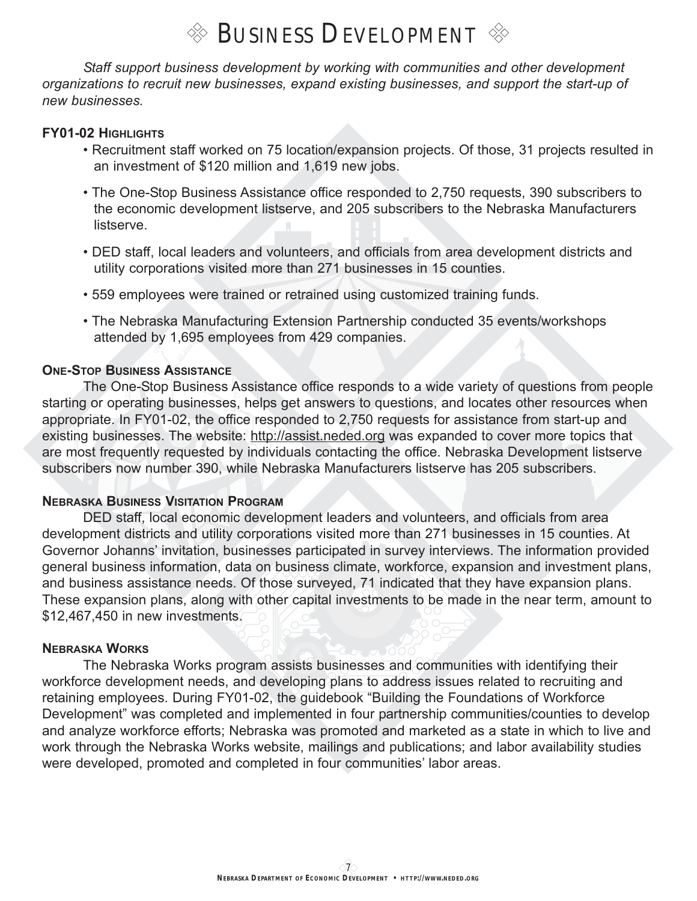# ❖ Business Development ❖

*Staff support business development by working with communities and other development organizations to recruit new businesses, expand existing businesses, and support the start-up of new businesses.*

## FY01-02 Highlights

- Recruitment staff worked on 75 location/expansion projects. Of those, 31 projects resulted in an investment of $120 million and 1,619 new jobs.
- The One-Stop Business Assistance office responded to 2,750 requests, 390 subscribers to the economic development listserve, and 205 subscribers to the Nebraska Manufacturers listserve.
- DED staff, local leaders and volunteers, and officials from area development districts and utility corporations visited more than 271 businesses in 15 counties.
- 559 employees were trained or retrained using customized training funds.
- The Nebraska Manufacturing Extension Partnership conducted 35 events/workshops attended by 1,695 employees from 429 companies.

## One-Stop Business Assistance

The One-Stop Business Assistance office responds to a wide variety of questions from people starting or operating businesses, helps get answers to questions, and locates other resources when appropriate. In FY01-02, the office responded to 2,750 requests for assistance from start-up and existing businesses. The website: http://assist.neded.org was expanded to cover more topics that are most frequently requested by individuals contacting the office. Nebraska Development listserve subscribers now number 390, while Nebraska Manufacturers listserve has 205 subscribers.

## Nebraska Business Visitation Program

DED staff, local economic development leaders and volunteers, and officials from area development districts and utility corporations visited more than 271 businesses in 15 counties. At Governor Johanns' invitation, businesses participated in survey interviews. The information provided general business information, data on business climate, workforce, expansion and investment plans, and business assistance needs. Of those surveyed, 71 indicated that they have expansion plans. These expansion plans, along with other capital investments to be made in the near term, amount to $12,467,450 in new investments.

## Nebraska Works

The Nebraska Works program assists businesses and communities with identifying their workforce development needs, and developing plans to address issues related to recruiting and retaining employees. During FY01-02, the guidebook "Building the Foundations of Workforce Development" was completed and implemented in four partnership communities/counties to develop and analyze workforce efforts; Nebraska was promoted and marketed as a state in which to live and work through the Nebraska Works website, mailings and publications; and labor availability studies were developed, promoted and completed in four communities' labor areas.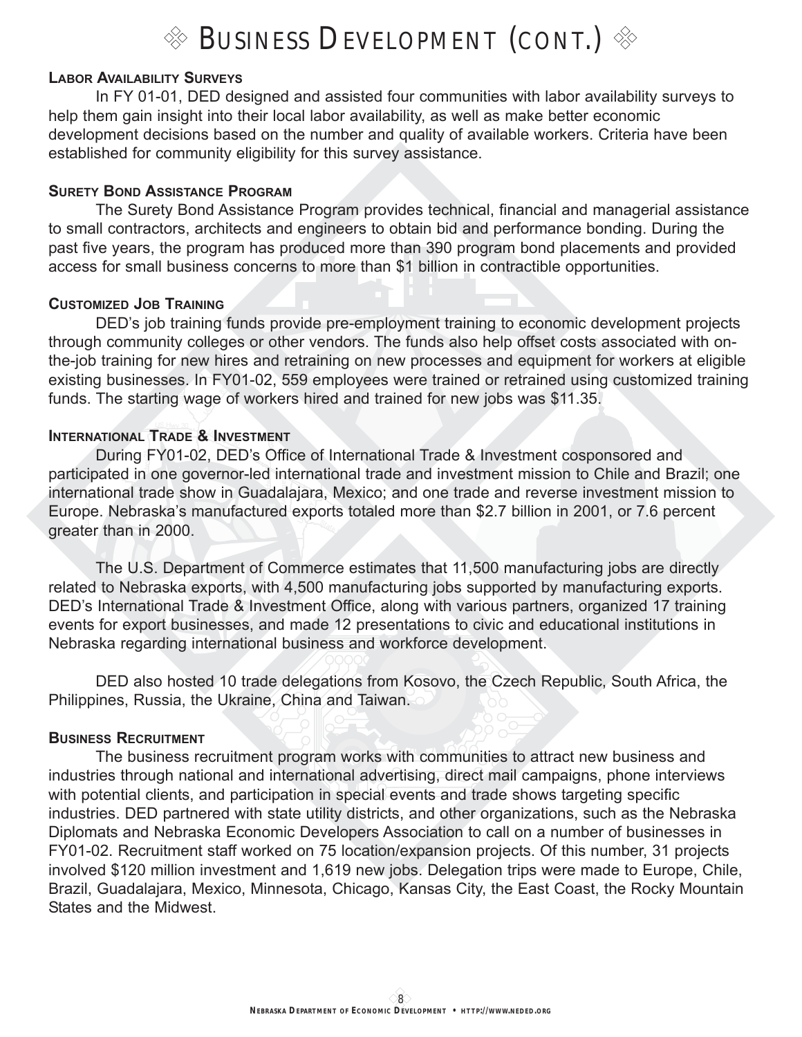# Business Development (cont.)

### Labor Availability Surveys

In FY 01-01, DED designed and assisted four communities with labor availability surveys to help them gain insight into their local labor availability, as well as make better economic development decisions based on the number and quality of available workers. Criteria have been established for community eligibility for this survey assistance.

### Surety Bond Assistance Program

The Surety Bond Assistance Program provides technical, financial and managerial assistance to small contractors, architects and engineers to obtain bid and performance bonding. During the past five years, the program has produced more than 390 program bond placements and provided access for small business concerns to more than $1 billion in contractible opportunities.

### Customized Job Training

DED's job training funds provide pre-employment training to economic development projects through community colleges or other vendors. The funds also help offset costs associated with on-the-job training for new hires and retraining on new processes and equipment for workers at eligible existing businesses. In FY01-02, 559 employees were trained or retrained using customized training funds. The starting wage of workers hired and trained for new jobs was $11.35.

### International Trade & Investment

During FY01-02, DED's Office of International Trade & Investment cosponsored and participated in one governor-led international trade and investment mission to Chile and Brazil; one international trade show in Guadalajara, Mexico; and one trade and reverse investment mission to Europe. Nebraska's manufactured exports totaled more than $2.7 billion in 2001, or 7.6 percent greater than in 2000.

The U.S. Department of Commerce estimates that 11,500 manufacturing jobs are directly related to Nebraska exports, with 4,500 manufacturing jobs supported by manufacturing exports. DED's International Trade & Investment Office, along with various partners, organized 17 training events for export businesses, and made 12 presentations to civic and educational institutions in Nebraska regarding international business and workforce development.

DED also hosted 10 trade delegations from Kosovo, the Czech Republic, South Africa, the Philippines, Russia, the Ukraine, China and Taiwan.

### Business Recruitment

The business recruitment program works with communities to attract new business and industries through national and international advertising, direct mail campaigns, phone interviews with potential clients, and participation in special events and trade shows targeting specific industries. DED partnered with state utility districts, and other organizations, such as the Nebraska Diplomats and Nebraska Economic Developers Association to call on a number of businesses in FY01-02. Recruitment staff worked on 75 location/expansion projects. Of this number, 31 projects involved $120 million investment and 1,619 new jobs. Delegation trips were made to Europe, Chile, Brazil, Guadalajara, Mexico, Minnesota, Chicago, Kansas City, the East Coast, the Rocky Mountain States and the Midwest.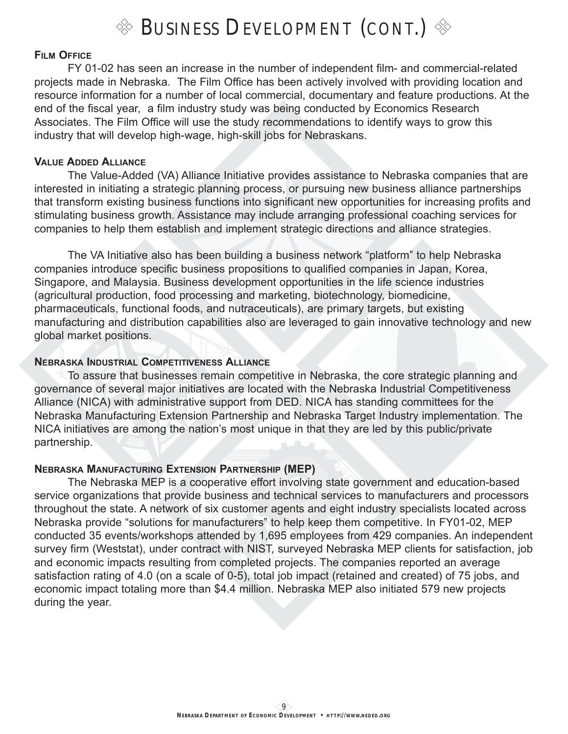# Business Development (cont.)

### Film Office

FY 01-02 has seen an increase in the number of independent film- and commercial-related projects made in Nebraska. The Film Office has been actively involved with providing location and resource information for a number of local commercial, documentary and feature productions. At the end of the fiscal year, a film industry study was being conducted by Economics Research Associates. The Film Office will use the study recommendations to identify ways to grow this industry that will develop high-wage, high-skill jobs for Nebraskans.

### Value Added Alliance

The Value-Added (VA) Alliance Initiative provides assistance to Nebraska companies that are interested in initiating a strategic planning process, or pursuing new business alliance partnerships that transform existing business functions into significant new opportunities for increasing profits and stimulating business growth. Assistance may include arranging professional coaching services for companies to help them establish and implement strategic directions and alliance strategies.

The VA Initiative also has been building a business network "platform" to help Nebraska companies introduce specific business propositions to qualified companies in Japan, Korea, Singapore, and Malaysia. Business development opportunities in the life science industries (agricultural production, food processing and marketing, biotechnology, biomedicine, pharmaceuticals, functional foods, and nutraceuticals), are primary targets, but existing manufacturing and distribution capabilities also are leveraged to gain innovative technology and new global market positions.

### Nebraska Industrial Competitiveness Alliance

To assure that businesses remain competitive in Nebraska, the core strategic planning and governance of several major initiatives are located with the Nebraska Industrial Competitiveness Alliance (NICA) with administrative support from DED. NICA has standing committees for the Nebraska Manufacturing Extension Partnership and Nebraska Target Industry implementation. The NICA initiatives are among the nation's most unique in that they are led by this public/private partnership.

### Nebraska Manufacturing Extension Partnership (MEP)

The Nebraska MEP is a cooperative effort involving state government and education-based service organizations that provide business and technical services to manufacturers and processors throughout the state. A network of six customer agents and eight industry specialists located across Nebraska provide "solutions for manufacturers" to help keep them competitive. In FY01-02, MEP conducted 35 events/workshops attended by 1,695 employees from 429 companies. An independent survey firm (Weststat), under contract with NIST, surveyed Nebraska MEP clients for satisfaction, job and economic impacts resulting from completed projects. The companies reported an average satisfaction rating of 4.0 (on a scale of 0-5), total job impact (retained and created) of 75 jobs, and economic impact totaling more than $4.4 million. Nebraska MEP also initiated 579 new projects during the year.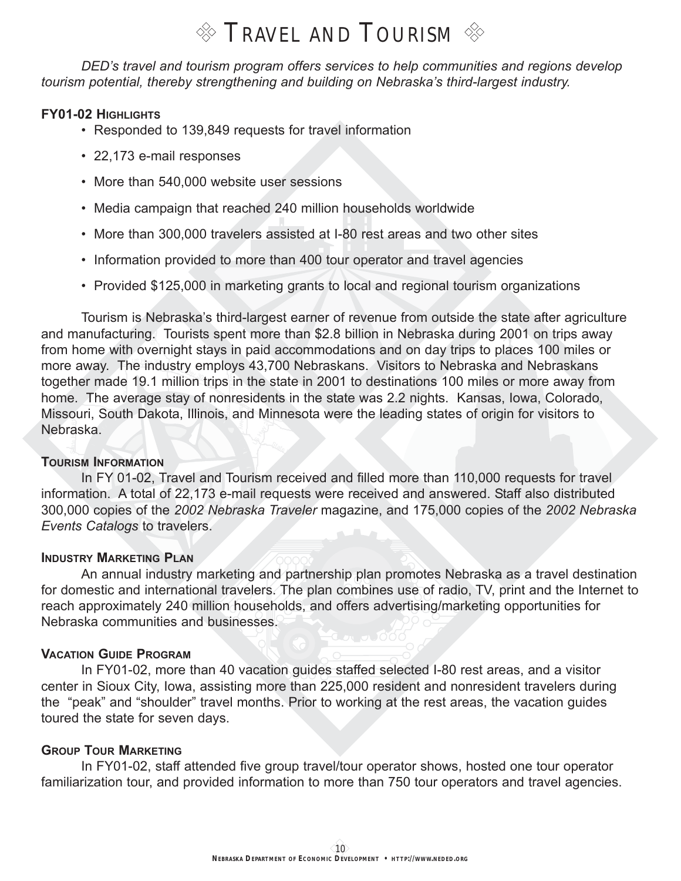# ◈ Travel and Tourism ◈

*DED's travel and tourism program offers services to help communities and regions develop tourism potential, thereby strengthening and building on Nebraska's third-largest industry.*

### FY01-02 Highlights

- Responded to 139,849 requests for travel information
- 22,173 e-mail responses
- More than 540,000 website user sessions
- Media campaign that reached 240 million households worldwide
- More than 300,000 travelers assisted at I-80 rest areas and two other sites
- Information provided to more than 400 tour operator and travel agencies
- Provided $125,000 in marketing grants to local and regional tourism organizations

Tourism is Nebraska's third-largest earner of revenue from outside the state after agriculture and manufacturing. Tourists spent more than $2.8 billion in Nebraska during 2001 on trips away from home with overnight stays in paid accommodations and on day trips to places 100 miles or more away. The industry employs 43,700 Nebraskans. Visitors to Nebraska and Nebraskans together made 19.1 million trips in the state in 2001 to destinations 100 miles or more away from home. The average stay of nonresidents in the state was 2.2 nights. Kansas, Iowa, Colorado, Missouri, South Dakota, Illinois, and Minnesota were the leading states of origin for visitors to Nebraska.

### Tourism Information

In FY 01-02, Travel and Tourism received and filled more than 110,000 requests for travel information. A total of 22,173 e-mail requests were received and answered. Staff also distributed 300,000 copies of the *2002 Nebraska Traveler* magazine, and 175,000 copies of the *2002 Nebraska Events Catalogs* to travelers.

### Industry Marketing Plan

An annual industry marketing and partnership plan promotes Nebraska as a travel destination for domestic and international travelers. The plan combines use of radio, TV, print and the Internet to reach approximately 240 million households, and offers advertising/marketing opportunities for Nebraska communities and businesses.

### Vacation Guide Program

In FY01-02, more than 40 vacation guides staffed selected I-80 rest areas, and a visitor center in Sioux City, Iowa, assisting more than 225,000 resident and nonresident travelers during the "peak" and "shoulder" travel months. Prior to working at the rest areas, the vacation guides toured the state for seven days.

### Group Tour Marketing

In FY01-02, staff attended five group travel/tour operator shows, hosted one tour operator familiarization tour, and provided information to more than 750 tour operators and travel agencies.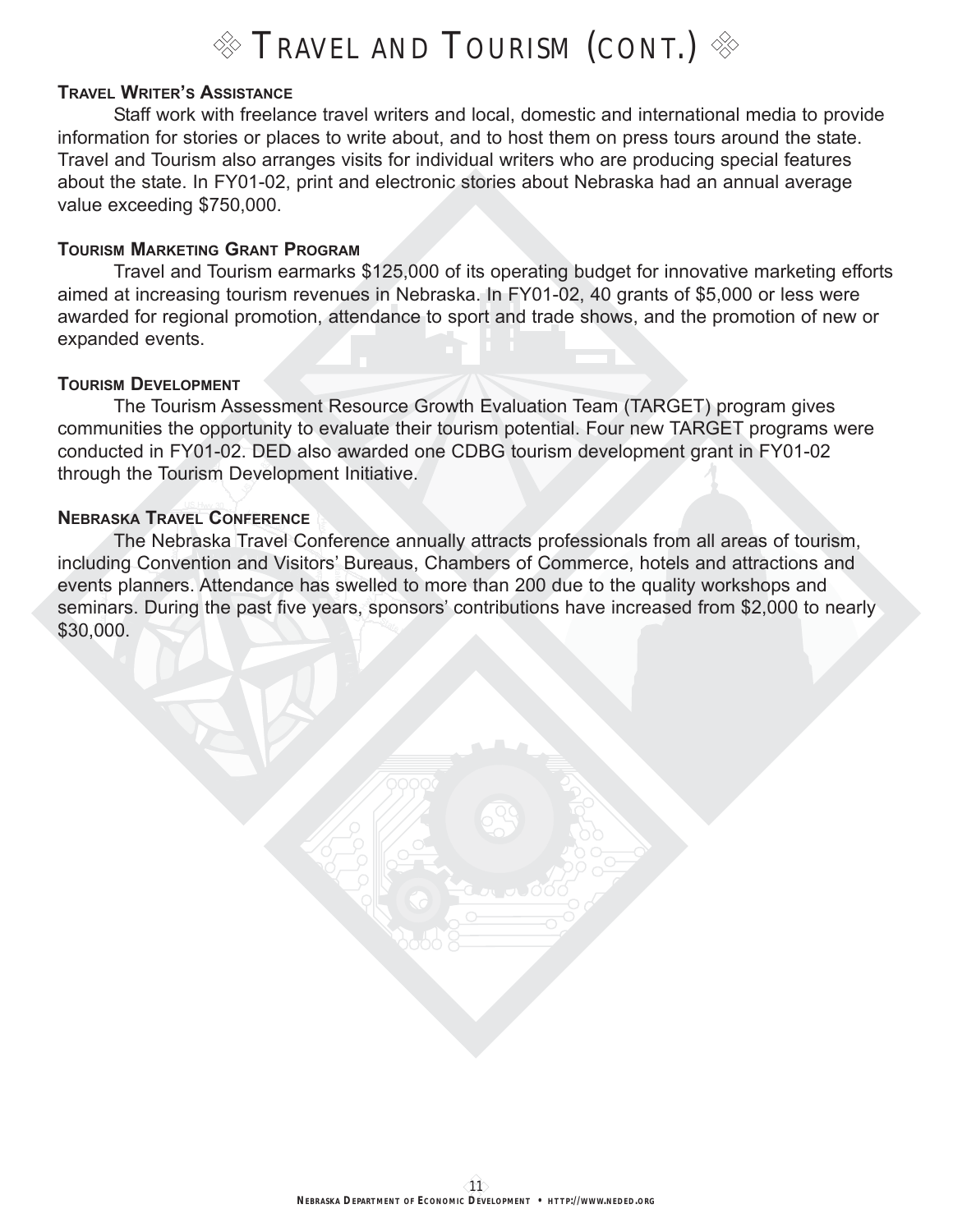# Travel and Tourism (cont.)

### Travel Writer's Assistance

Staff work with freelance travel writers and local, domestic and international media to provide information for stories or places to write about, and to host them on press tours around the state. Travel and Tourism also arranges visits for individual writers who are producing special features about the state. In FY01-02, print and electronic stories about Nebraska had an annual average value exceeding $750,000.

### Tourism Marketing Grant Program

Travel and Tourism earmarks $125,000 of its operating budget for innovative marketing efforts aimed at increasing tourism revenues in Nebraska. In FY01-02, 40 grants of $5,000 or less were awarded for regional promotion, attendance to sport and trade shows, and the promotion of new or expanded events.

### Tourism Development

The Tourism Assessment Resource Growth Evaluation Team (TARGET) program gives communities the opportunity to evaluate their tourism potential. Four new TARGET programs were conducted in FY01-02. DED also awarded one CDBG tourism development grant in FY01-02 through the Tourism Development Initiative.

### Nebraska Travel Conference

The Nebraska Travel Conference annually attracts professionals from all areas of tourism, including Convention and Visitors' Bureaus, Chambers of Commerce, hotels and attractions and events planners. Attendance has swelled to more than 200 due to the quality workshops and seminars. During the past five years, sponsors' contributions have increased from $2,000 to nearly $30,000.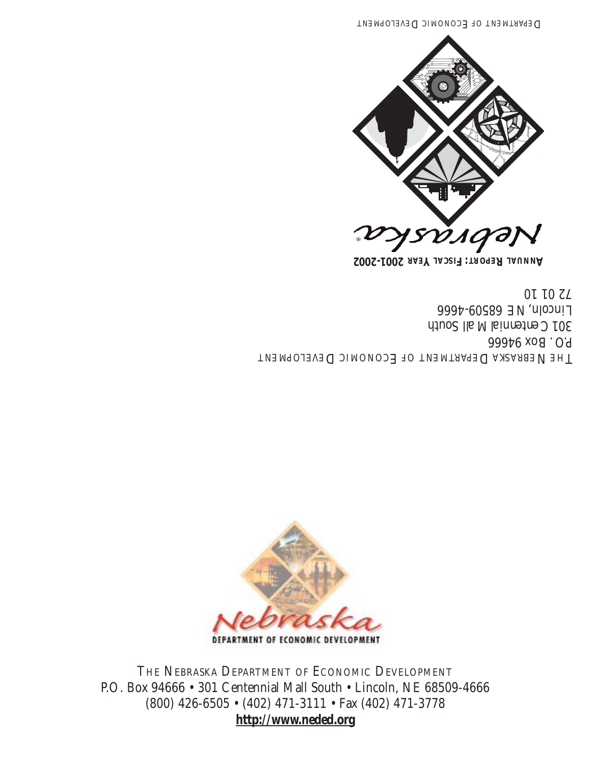Department of Economic Development

Nebraska®

**Annual Report: Fiscal Year 2001-2002**

The Nebraska Department of Economic Development
P.O. Box 94666
301 Centennial Mall South
Lincoln, NE 68509-4666
72 01 10

Nebraska
DEPARTMENT OF ECONOMIC DEVELOPMENT

The Nebraska Department of Economic Development
P.O. Box 94666 • 301 Centennial Mall South • Lincoln, NE 68509-4666
(800) 426-6505 • (402) 471-3111 • Fax (402) 471-3778
**http://www.neded.org**